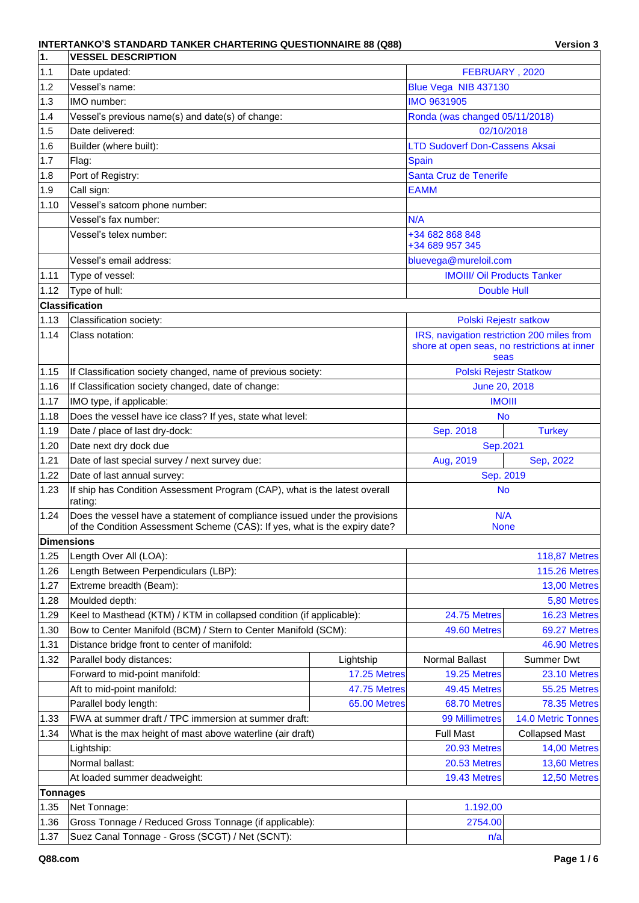**INTERTANKO'S STANDARD TANKER CHARTERING QUESTIONNAIRE 88 (Q88)** — Version 3

| 1. | VESSEL DESCRIPTION | | | |
|---|---|---|---|---|
| 1.1 | Date updated: | | FEBRUARY , 2020 | |
| 1.2 | Vessel's name: | | Blue Vega NIB 437130 | |
| 1.3 | IMO number: | | IMO 9631905 | |
| 1.4 | Vessel's previous name(s) and date(s) of change: | | Ronda (was changed 05/11/2018) | |
| 1.5 | Date delivered: | | 02/10/2018 | |
| 1.6 | Builder (where built): | | LTD Sudoverf Don-Cassens Aksai | |
| 1.7 | Flag: | | Spain | |
| 1.8 | Port of Registry: | | Santa Cruz de Tenerife | |
| 1.9 | Call sign: | | EAMM | |
| 1.10 | Vessel's satcom phone number: | | | |
| | Vessel's fax number: | | N/A | |
| | Vessel's telex number: | | +34 682 868 848<br>+34 689 957 345 | |
| | Vessel's email address: | | bluevega@mureloil.com | |
| 1.11 | Type of vessel: | | IMOIII/ Oil Products Tanker | |
| 1.12 | Type of hull: | | Double Hull | |
| **Classification** | | | | |
| 1.13 | Classification society: | | Polski Rejestr satkow | |
| 1.14 | Class notation: | | IRS, navigation restriction 200 miles from shore at open seas, no restrictions at inner seas | |
| 1.15 | If Classification society changed, name of previous society: | | Polski Rejestr Statkow | |
| 1.16 | If Classification society changed, date of change: | | June 20, 2018 | |
| 1.17 | IMO type, if applicable: | | IMOIII | |
| 1.18 | Does the vessel have ice class? If yes, state what level: | | No | |
| 1.19 | Date / place of last dry-dock: | | Sep. 2018 | Turkey |
| 1.20 | Date next dry dock due | | Sep.2021 | |
| 1.21 | Date of last special survey / next survey due: | | Aug, 2019 | Sep, 2022 |
| 1.22 | Date of last annual survey: | | Sep. 2019 | |
| 1.23 | If ship has Condition Assessment Program (CAP), what is the latest overall rating: | | No | |
| 1.24 | Does the vessel have a statement of compliance issued under the provisions of the Condition Assessment Scheme (CAS): If yes, what is the expiry date? | | N/A<br>None | |
| **Dimensions** | | | | |
| 1.25 | Length Over All (LOA): | | | 118,87 Metres |
| 1.26 | Length Between Perpendiculars (LBP): | | | 115.26 Metres |
| 1.27 | Extreme breadth (Beam): | | | 13,00 Metres |
| 1.28 | Moulded depth: | | | 5,80 Metres |
| 1.29 | Keel to Masthead (KTM) / KTM in collapsed condition (if applicable): | | 24.75 Metres | 16.23 Metres |
| 1.30 | Bow to Center Manifold (BCM) / Stern to Center Manifold (SCM): | | 49.60 Metres | 69.27 Metres |
| 1.31 | Distance bridge front to center of manifold: | | | 46.90 Metres |
| 1.32 | Parallel body distances: | Lightship | Normal Ballast | Summer Dwt |
| | Forward to mid-point manifold: | 17.25 Metres | 19.25 Metres | 23.10 Metres |
| | Aft to mid-point manifold: | 47.75 Metres | 49.45 Metres | 55.25 Metres |
| | Parallel body length: | 65.00 Metres | 68.70 Metres | 78.35 Metres |
| 1.33 | FWA at summer draft / TPC immersion at summer draft: | | 99 Millimetres | 14.0 Metric Tonnes |
| 1.34 | What is the max height of mast above waterline (air draft) | | Full Mast | Collapsed Mast |
| | Lightship: | | 20.93 Metres | 14,00 Metres |
| | Normal ballast: | | 20.53 Metres | 13,60 Metres |
| | At loaded summer deadweight: | | 19.43 Metres | 12,50 Metres |
| **Tonnages** | | | | |
| 1.35 | Net Tonnage: | | 1.192,00 | |
| 1.36 | Gross Tonnage / Reduced Gross Tonnage (if applicable): | | 2754.00 | |
| 1.37 | Suez Canal Tonnage - Gross (SCGT) / Net (SCNT): | | n/a | |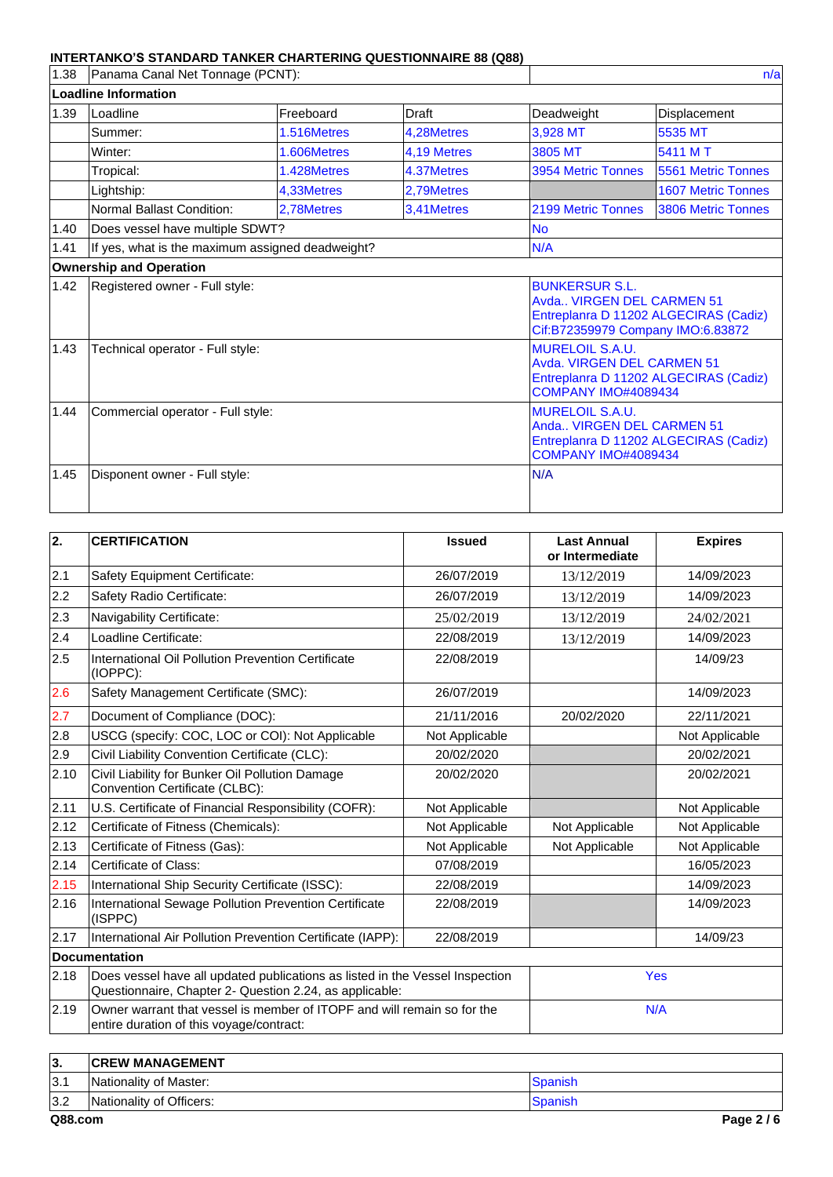## INTERTANKO'S STANDARD TANKER CHARTERING QUESTIONNAIRE 88 (Q88)

| | | | | | |
|---|---|---|---|---|---|
| 1.38 | Panama Canal Net Tonnage (PCNT): | | | n/a | |
| **Loadline Information** | | | | | |
| 1.39 | Loadline | Freeboard | Draft | Deadweight | Displacement |
| | Summer: | 1.516Metres | 4,28Metres | 3,928 MT | 5535 MT |
| | Winter: | 1.606Metres | 4,19 Metres | 3805 MT | 5411 M T |
| | Tropical: | 1.428Metres | 4.37Metres | 3954 Metric Tonnes | 5561 Metric Tonnes |
| | Lightship: | 4,33Metres | 2,79Metres | | 1607 Metric Tonnes |
| | Normal Ballast Condition: | 2,78Metres | 3,41Metres | 2199 Metric Tonnes | 3806 Metric Tonnes |
| 1.40 | Does vessel have multiple SDWT? | | | No | |
| 1.41 | If yes, what is the maximum assigned deadweight? | | | N/A | |
| **Ownership and Operation** | | | | | |
| 1.42 | Registered owner - Full style: | | | BUNKERSUR S.L. Avda.. VIRGEN DEL CARMEN 51 Entreplanra D 11202 ALGECIRAS (Cadiz) Cif:B72359979 Company IMO:6.83872 | |
| 1.43 | Technical operator - Full style: | | | MURELOIL S.A.U. Avda. VIRGEN DEL CARMEN 51 Entreplanra D 11202 ALGECIRAS (Cadiz) COMPANY IMO#4089434 | |
| 1.44 | Commercial operator - Full style: | | | MURELOIL S.A.U. Anda.. VIRGEN DEL CARMEN 51 Entreplanra D 11202 ALGECIRAS (Cadiz) COMPANY IMO#4089434 | |
| 1.45 | Disponent owner - Full style: | | | N/A | |

| 2. | CERTIFICATION | Issued | Last Annual or Intermediate | Expires |
|---|---|---|---|---|
| 2.1 | Safety Equipment Certificate: | 26/07/2019 | 13/12/2019 | 14/09/2023 |
| 2.2 | Safety Radio Certificate: | 26/07/2019 | 13/12/2019 | 14/09/2023 |
| 2.3 | Navigability Certificate: | 25/02/2019 | 13/12/2019 | 24/02/2021 |
| 2.4 | Loadline Certificate: | 22/08/2019 | 13/12/2019 | 14/09/2023 |
| 2.5 | International Oil Pollution Prevention Certificate (IOPPC): | 22/08/2019 | | 14/09/23 |
| 2.6 | Safety Management Certificate (SMC): | 26/07/2019 | | 14/09/2023 |
| 2.7 | Document of Compliance (DOC): | 21/11/2016 | 20/02/2020 | 22/11/2021 |
| 2.8 | USCG (specify: COC, LOC or COI): Not Applicable | Not Applicable | | Not Applicable |
| 2.9 | Civil Liability Convention Certificate (CLC): | 20/02/2020 | | 20/02/2021 |
| 2.10 | Civil Liability for Bunker Oil Pollution Damage Convention Certificate (CLBC): | 20/02/2020 | | 20/02/2021 |
| 2.11 | U.S. Certificate of Financial Responsibility (COFR): | Not Applicable | | Not Applicable |
| 2.12 | Certificate of Fitness (Chemicals): | Not Applicable | Not Applicable | Not Applicable |
| 2.13 | Certificate of Fitness (Gas): | Not Applicable | Not Applicable | Not Applicable |
| 2.14 | Certificate of Class: | 07/08/2019 | | 16/05/2023 |
| 2.15 | International Ship Security Certificate (ISSC): | 22/08/2019 | | 14/09/2023 |
| 2.16 | International Sewage Pollution Prevention Certificate (ISPPC) | 22/08/2019 | | 14/09/2023 |
| 2.17 | International Air Pollution Prevention Certificate (IAPP): | 22/08/2019 | | 14/09/23 |
| **Documentation** | | | | |
| 2.18 | Does vessel have all updated publications as listed in the Vessel Inspection Questionnaire, Chapter 2- Question 2.24, as applicable: | | Yes | |
| 2.19 | Owner warrant that vessel is member of ITOPF and will remain so for the entire duration of this voyage/contract: | | N/A | |

| 3. | CREW MANAGEMENT | |
|---|---|---|
| 3.1 | Nationality of Master: | Spanish |
| 3.2 | Nationality of Officers: | Spanish |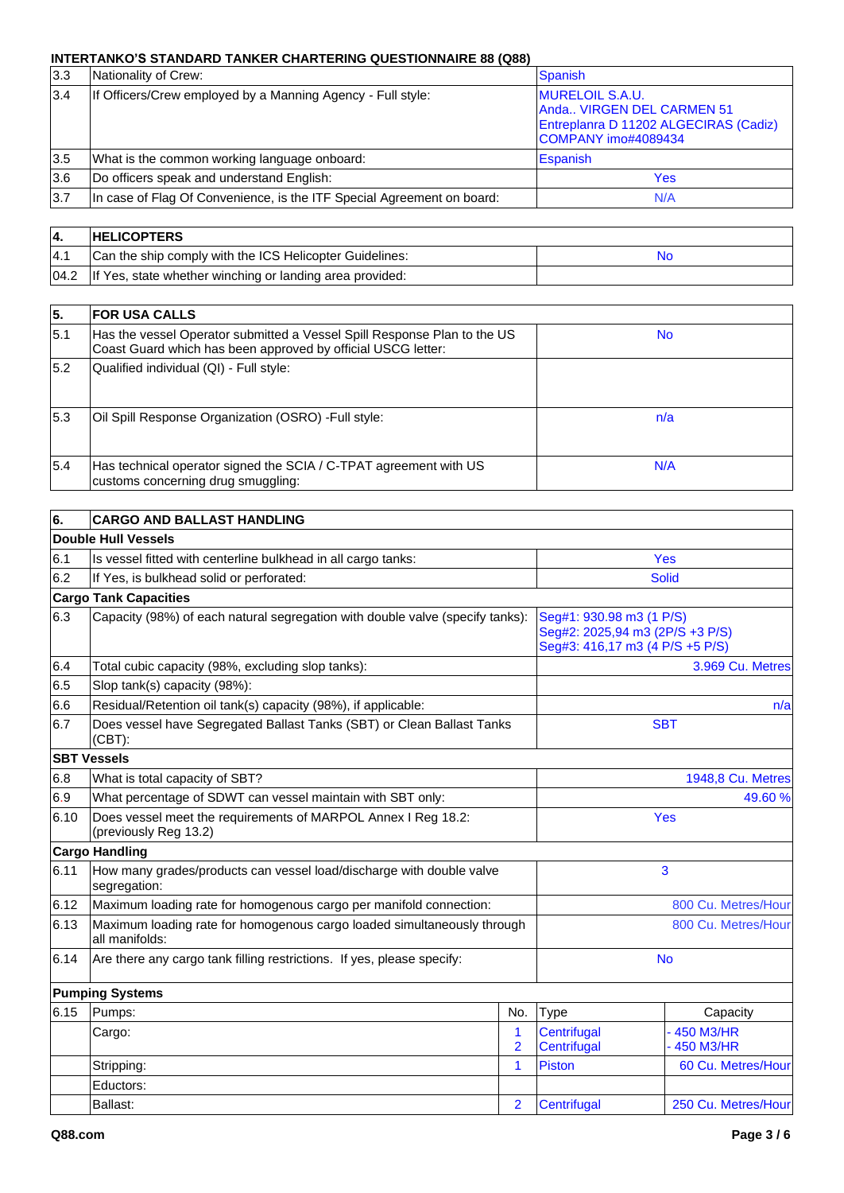**INTERTANKO'S STANDARD TANKER CHARTERING QUESTIONNAIRE 88 (Q88)**

| | | |
|---|---|---|
| 3.3 | Nationality of Crew: | Spanish |
| 3.4 | If Officers/Crew employed by a Manning Agency - Full style: | MURELOIL S.A.U.<br>Anda.. VIRGEN DEL CARMEN 51<br>Entreplanra D 11202 ALGECIRAS (Cadiz)<br>COMPANY imo#4089434 |
| 3.5 | What is the common working language onboard: | Espanish |
| 3.6 | Do officers speak and understand English: | Yes |
| 3.7 | In case of Flag Of Convenience, is the ITF Special Agreement on board: | N/A |

| 4. | HELICOPTERS | |
|---|---|---|
| 4.1 | Can the ship comply with the ICS Helicopter Guidelines: | No |
| 04.2 | If Yes, state whether winching or landing area provided: | |

| 5. | FOR USA CALLS | |
|---|---|---|
| 5.1 | Has the vessel Operator submitted a Vessel Spill Response Plan to the US Coast Guard which has been approved by official USCG letter: | No |
| 5.2 | Qualified individual (QI) - Full style: | |
| 5.3 | Oil Spill Response Organization (OSRO) -Full style: | n/a |
| 5.4 | Has technical operator signed the SCIA / C-TPAT agreement with US customs concerning drug smuggling: | N/A |

| 6. | CARGO AND BALLAST HANDLING | | | |
|---|---|---|---|---|
| **Double Hull Vessels** | | | | |
| 6.1 | Is vessel fitted with centerline bulkhead in all cargo tanks: | | Yes | |
| 6.2 | If Yes, is bulkhead solid or perforated: | | Solid | |
| **Cargo Tank Capacities** | | | | |
| 6.3 | Capacity (98%) of each natural segregation with double valve (specify tanks): | | Seg#1: 930.98 m3 (1 P/S)<br>Seg#2: 2025,94 m3 (2P/S +3 P/S)<br>Seg#3: 416,17 m3 (4 P/S +5 P/S) | |
| 6.4 | Total cubic capacity (98%, excluding slop tanks): | | 3.969 Cu. Metres | |
| 6.5 | Slop tank(s) capacity (98%): | | | |
| 6.6 | Residual/Retention oil tank(s) capacity (98%), if applicable: | | n/a | |
| 6.7 | Does vessel have Segregated Ballast Tanks (SBT) or Clean Ballast Tanks (CBT): | | SBT | |
| **SBT Vessels** | | | | |
| 6.8 | What is total capacity of SBT? | | 1948,8 Cu. Metres | |
| 6.9 | What percentage of SDWT can vessel maintain with SBT only: | | 49.60 % | |
| 6.10 | Does vessel meet the requirements of MARPOL Annex I Reg 18.2: (previously Reg 13.2) | | Yes | |
| **Cargo Handling** | | | | |
| 6.11 | How many grades/products can vessel load/discharge with double valve segregation: | | 3 | |
| 6.12 | Maximum loading rate for homogenous cargo per manifold connection: | | 800 Cu. Metres/Hour | |
| 6.13 | Maximum loading rate for homogenous cargo loaded simultaneously through all manifolds: | | 800 Cu. Metres/Hour | |
| 6.14 | Are there any cargo tank filling restrictions. If yes, please specify: | | No | |
| **Pumping Systems** | | | | |
| 6.15 | Pumps: | No. | Type | Capacity |
| | Cargo: | 1<br>2 | Centrifugal<br>Centrifugal | - 450 M3/HR<br>- 450 M3/HR |
| | Stripping: | 1 | Piston | 60 Cu. Metres/Hour |
| | Eductors: | | | |
| | Ballast: | 2 | Centrifugal | 250 Cu. Metres/Hour |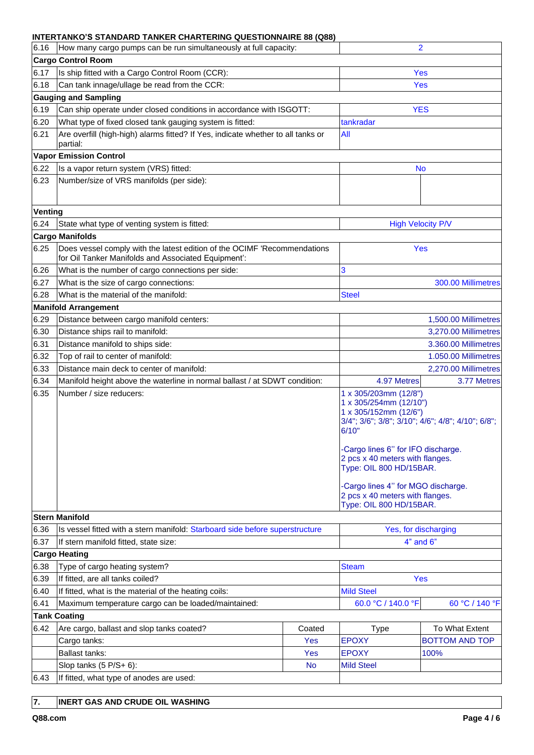**INTERTANKO'S STANDARD TANKER CHARTERING QUESTIONNAIRE 88 (Q88)**

| | | | | |
|---|---|---|---|---|
| 6.16 | How many cargo pumps can be run simultaneously at full capacity: | | 2 | |
| **Cargo Control Room** | | | | |
| 6.17 | Is ship fitted with a Cargo Control Room (CCR): | | Yes | |
| 6.18 | Can tank innage/ullage be read from the CCR: | | Yes | |
| **Gauging and Sampling** | | | | |
| 6.19 | Can ship operate under closed conditions in accordance with ISGOTT: | | YES | |
| 6.20 | What type of fixed closed tank gauging system is fitted: | | tankradar | |
| 6.21 | Are overfill (high-high) alarms fitted? If Yes, indicate whether to all tanks or partial: | | All | |
| **Vapor Emission Control** | | | | |
| 6.22 | Is a vapor return system (VRS) fitted: | | No | |
| 6.23 | Number/size of VRS manifolds (per side): | | | |
| **Venting** | | | | |
| 6.24 | State what type of venting system is fitted: | | High Velocity P/V | |
| **Cargo Manifolds** | | | | |
| 6.25 | Does vessel comply with the latest edition of the OCIMF 'Recommendations for Oil Tanker Manifolds and Associated Equipment': | | Yes | |
| 6.26 | What is the number of cargo connections per side: | | 3 | |
| 6.27 | What is the size of cargo connections: | | | 300.00 Millimetres |
| 6.28 | What is the material of the manifold: | | Steel | |
| **Manifold Arrangement** | | | | |
| 6.29 | Distance between cargo manifold centers: | | | 1,500.00 Millimetres |
| 6.30 | Distance ships rail to manifold: | | | 3,270.00 Millimetres |
| 6.31 | Distance manifold to ships side: | | | 3.360.00 Millimetres |
| 6.32 | Top of rail to center of manifold: | | | 1.050.00 Millimetres |
| 6.33 | Distance main deck to center of manifold: | | | 2,270.00 Millimetres |
| 6.34 | Manifold height above the waterline in normal ballast / at SDWT condition: | | 4.97 Metres | 3.77 Metres |
| 6.35 | Number / size reducers: | | 1 x 305/203mm (12/8")<br>1 x 305/254mm (12/10")<br>1 x 305/152mm (12/6")<br>3/4"; 3/6"; 3/8"; 3/10"; 4/6"; 4/8"; 4/10"; 6/8"; 6/10"<br><br>-Cargo lines 6'' for IFO discharge.<br>2 pcs x 40 meters with flanges.<br>Type: OIL 800 HD/15BAR.<br><br>-Cargo lines 4'' for MGO discharge.<br>2 pcs x 40 meters with flanges.<br>Type: OIL 800 HD/15BAR. | |
| **Stern Manifold** | | | | |
| 6.36 | Is vessel fitted with a stern manifold: Starboard side before superstructure | | Yes, for discharging | |
| 6.37 | If stern manifold fitted, state size: | | 4" and 6" | |
| **Cargo Heating** | | | | |
| 6.38 | Type of cargo heating system? | | Steam | |
| 6.39 | If fitted, are all tanks coiled? | | Yes | |
| 6.40 | If fitted, what is the material of the heating coils: | | Mild Steel | |
| 6.41 | Maximum temperature cargo can be loaded/maintained: | | 60.0 °C / 140.0 °F | 60 °C / 140 °F |
| **Tank Coating** | | | | |
| 6.42 | Are cargo, ballast and slop tanks coated? | Coated | Type | To What Extent |
| | Cargo tanks: | Yes | EPOXY | BOTTOM AND TOP |
| | Ballast tanks: | Yes | EPOXY | 100% |
| | Slop tanks (5 P/S+ 6): | No | Mild Steel | |
| 6.43 | If fitted, what type of anodes are used: | | | |

| | |
|---|---|
| **7.** | **INERT GAS AND CRUDE OIL WASHING** |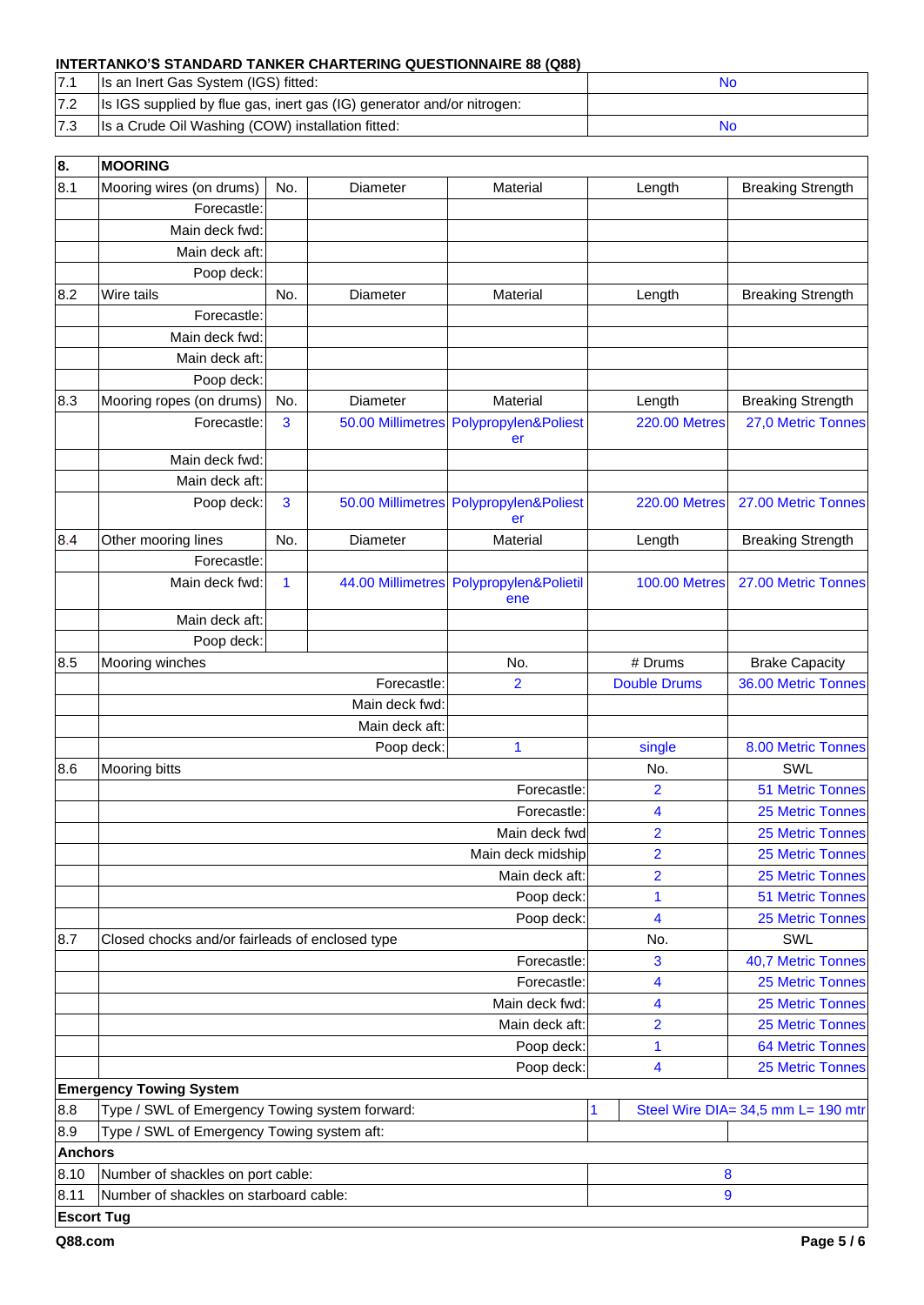**INTERTANKO'S STANDARD TANKER CHARTERING QUESTIONNAIRE 88 (Q88)**

| | | |
|---|---|---|
| 7.1 | Is an Inert Gas System (IGS) fitted: | No |
| 7.2 | Is IGS supplied by flue gas, inert gas (IG) generator and/or nitrogen: | |
| 7.3 | Is a Crude Oil Washing (COW) installation fitted: | No |

| 8. | MOORING | | | | | |
|---|---|---|---|---|---|---|
| 8.1 | Mooring wires (on drums) | No. | Diameter | Material | Length | Breaking Strength |
| | Forecastle: | | | | | |
| | Main deck fwd: | | | | | |
| | Main deck aft: | | | | | |
| | Poop deck: | | | | | |
| 8.2 | Wire tails | No. | Diameter | Material | Length | Breaking Strength |
| | Forecastle: | | | | | |
| | Main deck fwd: | | | | | |
| | Main deck aft: | | | | | |
| | Poop deck: | | | | | |
| 8.3 | Mooring ropes (on drums) | No. | Diameter | Material | Length | Breaking Strength |
| | Forecastle: | 3 | 50.00 Millimetres | Polypropylen&Polyester | 220.00 Metres | 27,0 Metric Tonnes |
| | Main deck fwd: | | | | | |
| | Main deck aft: | | | | | |
| | Poop deck: | 3 | 50.00 Millimetres | Polypropylen&Polyester | 220.00 Metres | 27.00 Metric Tonnes |
| 8.4 | Other mooring lines | No. | Diameter | Material | Length | Breaking Strength |
| | Forecastle: | | | | | |
| | Main deck fwd: | 1 | 44.00 Millimetres | Polypropylen&Polietilene | 100.00 Metres | 27.00 Metric Tonnes |
| | Main deck aft: | | | | | |
| | Poop deck: | | | | | |

| | | | | |
|---|---|---|---|---|
| 8.5 | Mooring winches | No. | # Drums | Brake Capacity |
| | Forecastle: | 2 | Double Drums | 36.00 Metric Tonnes |
| | Main deck fwd: | | | |
| | Main deck aft: | | | |
| | Poop deck: | 1 | single | 8.00 Metric Tonnes |

| | | | |
|---|---|---|---|
| 8.6 | Mooring bitts | No. | SWL |
| | Forecastle: | 2 | 51 Metric Tonnes |
| | Forecastle: | 4 | 25 Metric Tonnes |
| | Main deck fwd | 2 | 25 Metric Tonnes |
| | Main deck midship | 2 | 25 Metric Tonnes |
| | Main deck aft: | 2 | 25 Metric Tonnes |
| | Poop deck: | 1 | 51 Metric Tonnes |
| | Poop deck: | 4 | 25 Metric Tonnes |
| 8.7 | Closed chocks and/or fairleads of enclosed type | No. | SWL |
| | Forecastle: | 3 | 40,7 Metric Tonnes |
| | Forecastle: | 4 | 25 Metric Tonnes |
| | Main deck fwd: | 4 | 25 Metric Tonnes |
| | Main deck aft: | 2 | 25 Metric Tonnes |
| | Poop deck: | 1 | 64 Metric Tonnes |
| | Poop deck: | 4 | 25 Metric Tonnes |

**Emergency Towing System**

| | | | |
|---|---|---|---|
| 8.8 | Type / SWL of Emergency Towing system forward: | 1 | Steel Wire DIA= 34,5 mm L= 190 mtr |
| 8.9 | Type / SWL of Emergency Towing system aft: | | |

**Anchors**

| | | |
|---|---|---|
| 8.10 | Number of shackles on port cable: | 8 |
| 8.11 | Number of shackles on starboard cable: | 9 |

**Escort Tug**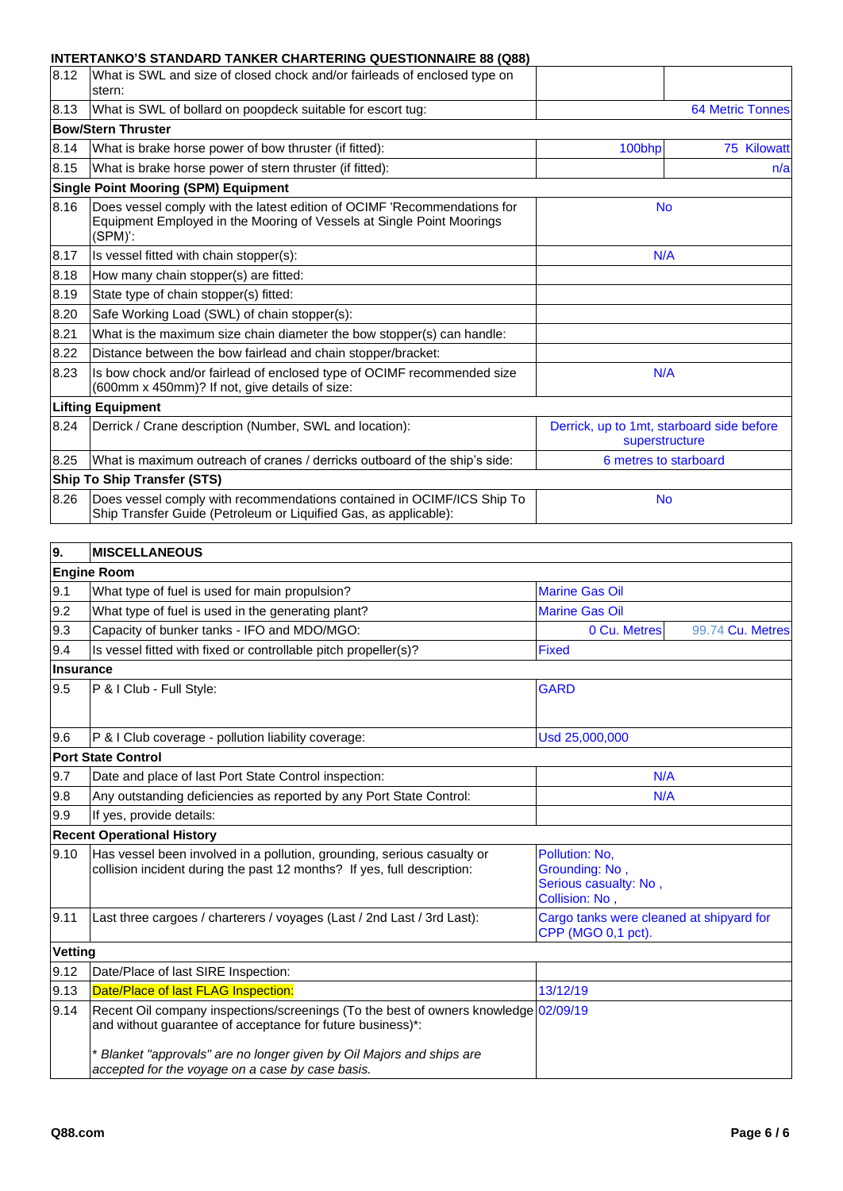**INTERTANKO'S STANDARD TANKER CHARTERING QUESTIONNAIRE 88 (Q88)**

| | | | |
|---|---|---|---|
| 8.12 | What is SWL and size of closed chock and/or fairleads of enclosed type on stern: | | |
| 8.13 | What is SWL of bollard on poopdeck suitable for escort tug: | | 64 Metric Tonnes |
| **Bow/Stern Thruster** | | | |
| 8.14 | What is brake horse power of bow thruster (if fitted): | 100bhp | 75 Kilowatt |
| 8.15 | What is brake horse power of stern thruster (if fitted): | | n/a |
| **Single Point Mooring (SPM) Equipment** | | | |
| 8.16 | Does vessel comply with the latest edition of OCIMF 'Recommendations for Equipment Employed in the Mooring of Vessels at Single Point Moorings (SPM)': | No | |
| 8.17 | Is vessel fitted with chain stopper(s): | N/A | |
| 8.18 | How many chain stopper(s) are fitted: | | |
| 8.19 | State type of chain stopper(s) fitted: | | |
| 8.20 | Safe Working Load (SWL) of chain stopper(s): | | |
| 8.21 | What is the maximum size chain diameter the bow stopper(s) can handle: | | |
| 8.22 | Distance between the bow fairlead and chain stopper/bracket: | | |
| 8.23 | Is bow chock and/or fairlead of enclosed type of OCIMF recommended size (600mm x 450mm)? If not, give details of size: | N/A | |
| **Lifting Equipment** | | | |
| 8.24 | Derrick / Crane description (Number, SWL and location): | Derrick, up to 1mt, starboard side before superstructure | |
| 8.25 | What is maximum outreach of cranes / derricks outboard of the ship's side: | 6 metres to starboard | |
| **Ship To Ship Transfer (STS)** | | | |
| 8.26 | Does vessel comply with recommendations contained in OCIMF/ICS Ship To Ship Transfer Guide (Petroleum or Liquified Gas, as applicable): | No | |

| | | | |
|---|---|---|---|
| **9.** | **MISCELLANEOUS** | | |
| **Engine Room** | | | |
| 9.1 | What type of fuel is used for main propulsion? | Marine Gas Oil | |
| 9.2 | What type of fuel is used in the generating plant? | Marine Gas Oil | |
| 9.3 | Capacity of bunker tanks - IFO and MDO/MGO: | 0 Cu. Metres | 99.74 Cu. Metres |
| 9.4 | Is vessel fitted with fixed or controllable pitch propeller(s)? | Fixed | |
| **Insurance** | | | |
| 9.5 | P & I Club - Full Style: | GARD | |
| 9.6 | P & I Club coverage - pollution liability coverage: | Usd 25,000,000 | |
| **Port State Control** | | | |
| 9.7 | Date and place of last Port State Control inspection: | N/A | |
| 9.8 | Any outstanding deficiencies as reported by any Port State Control: | N/A | |
| 9.9 | If yes, provide details: | | |
| **Recent Operational History** | | | |
| 9.10 | Has vessel been involved in a pollution, grounding, serious casualty or collision incident during the past 12 months? If yes, full description: | Pollution: No, Grounding: No , Serious casualty: No , Collision: No , | |
| 9.11 | Last three cargoes / charterers / voyages (Last / 2nd Last / 3rd Last): | Cargo tanks were cleaned at shipyard for CPP (MGO 0,1 pct). | |
| **Vetting** | | | |
| 9.12 | Date/Place of last SIRE Inspection: | | |
| 9.13 | Date/Place of last FLAG Inspection: | 13/12/19 | |
| 9.14 | Recent Oil company inspections/screenings (To the best of owners knowledge and without guarantee of acceptance for future business)*: <br><br> *\* Blanket "approvals" are no longer given by Oil Majors and ships are accepted for the voyage on a case by case basis.* | 02/09/19 | |